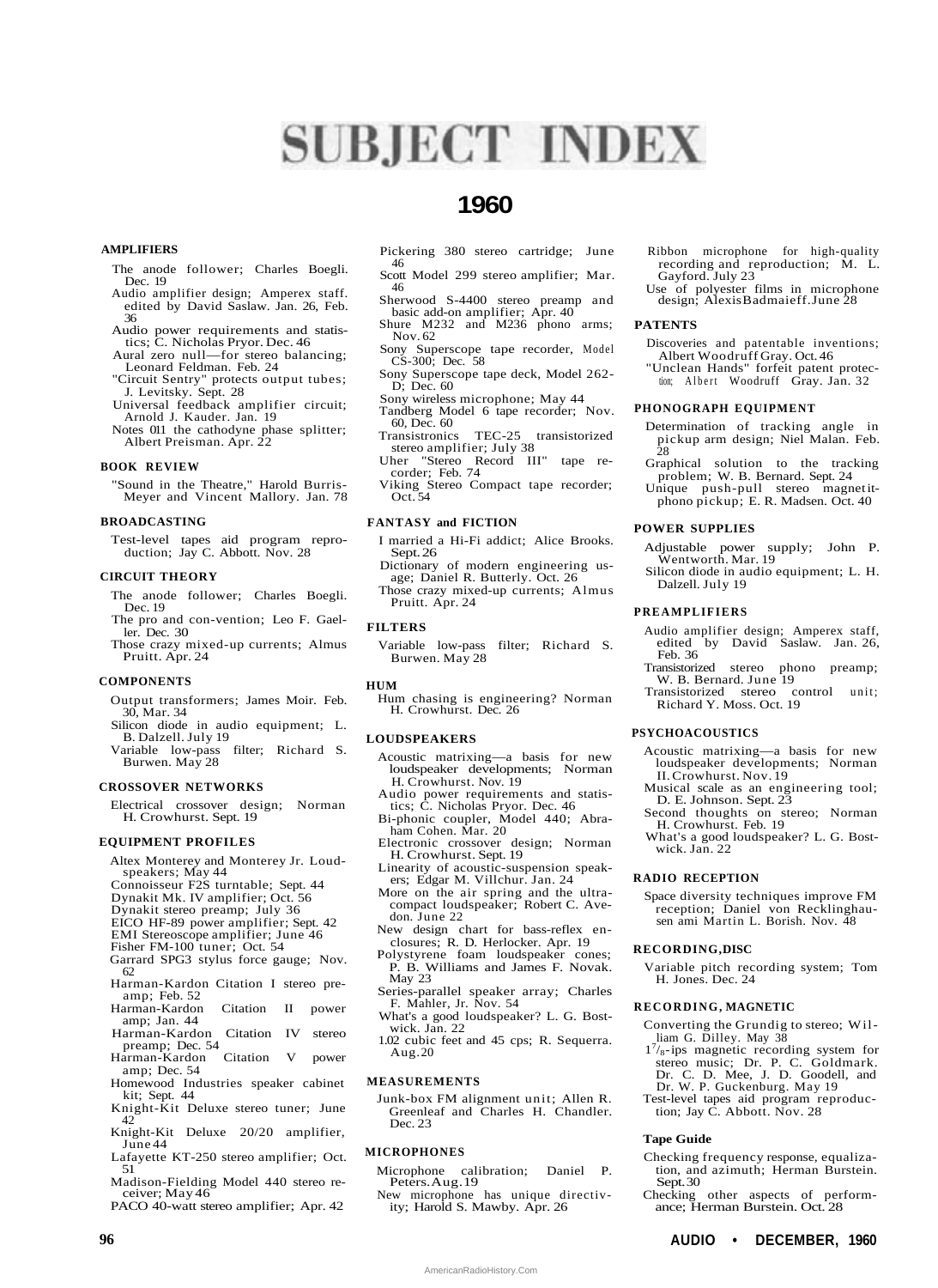# SUBJECT INDEX

## 1960

### AMPLIFIERS

- The anode follower; Charles Boegli. Dec. 19
- Audio amplifier design; Amperex staff. edited by David Saslaw. Jan. 26, Feb. 36
- Audio power requirements and statistics; C. Nicholas Pryor. Dec. 46
- Aural zero null—for stereo balancing; Leonard Feldman. Feb. 24
- "Circuit Sentry" protects output tubes; J. Levitsky. Sept. 28
- Universal feedback amplifier circuit; Arnold J. Kauder. Jan. 19
- Notes 011 the cathodyne phase splitter; Albert Preisman. Apr. 22

### BOOK REVIEW

- "Sound in the Theatre," Harold Burris-Meyer and Vincent Mallory. Jan. 78

### BROADCASTING

- Test-level tapes aid program reproduction; Jay C. Abbott. Nov. 28

### CIRCUIT THEORY

- The anode follower; Charles Boegli. Dec. 19
- The pro and con-vention; Leo F. Gaeller. Dec. 30
- Those crazy mixed-up currents; Almus Pruitt. Apr. 24

### COMPONENTS

- Output transformers; James Moir. Feb. 30, Mar. 34
- Silicon diode in audio equipment; L. B. Dalzell. July 19
- Variable low-pass filter; Richard S. Burwen. May 28

### CROSSOVER NETWORKS

- Electrical crossover design; Norman H. Crowhurst. Sept. 19

### EQUIPMENT PROFILES

- Altex Monterey and Monterey Jr. Loudspeakers; May 44
- Connoisseur F2S turntable; Sept. 44
- Dynakit Mk. IV amplifier; Oct. 56
- Dynakit stereo preamp; July 36
- EICO HF-89 power amplifier; Sept. 42
- EMI Stereoscope amplifier; June 46
- Fisher FM-100 tuner; Oct. 54
- Garrard SPG3 stylus force gauge; Nov. 62
- Harman-Kardon Citation I stereo preamp; Feb. 52
- Harman-Kardon Citation II power amp; Jan. 44
- Harman-Kardon Citation IV stereo preamp; Dec. 54
- Harman-Kardon Citation V power amp; Dec. 54
- Homewood Industries speaker cabinet kit; Sept. 44
- Knight-Kit Deluxe stereo tuner; June 42
- Knight-Kit Deluxe 20/20 amplifier, June 44
- Lafayette KT-250 stereo amplifier; Oct. 51
- Madison-Fielding Model 440 stereo receiver; May 46
- PACO 40-watt stereo amplifier; Apr. 42
- Pickering 380 stereo cartridge; June 46
- Scott Model 299 stereo amplifier; Mar. 46
- Sherwood S-4400 stereo preamp and basic add-on amplifier; Apr. 40
- Shure M232 and M236 phono arms; Nov. 62
- Sony Superscope tape recorder, Model CS-300; Dec. 58
- Sony Superscope tape deck, Model 262-D; Dec. 60
- Sony wireless microphone; May 44
- Tandberg Model 6 tape recorder; Nov. 60, Dec. 60
- Transistronics TEC-25 transistorized stereo amplifier; July 38
- Uher "Stereo Record III" tape recorder; Feb. 74
- Viking Stereo Compact tape recorder; Oct. 54

### FANTASY and FICTION

- I married a Hi-Fi addict; Alice Brooks. Sept. 26
- Dictionary of modern engineering usage; Daniel R. Butterly. Oct. 26
- Those crazy mixed-up currents; Almus Pruitt. Apr. 24

### FILTERS

- Variable low-pass filter; Richard S. Burwen. May 28

### HUM

- Hum chasing is engineering? Norman H. Crowhurst. Dec. 26

### LOUDSPEAKERS

- Acoustic matrixing—a basis for new loudspeaker developments; Norman H. Crowhurst. Nov. 19
- Audio power requirements and statistics; C. Nicholas Pryor. Dec. 46
- Bi-phonic coupler, Model 440; Abraham Cohen. Mar. 20
- Electronic crossover design; Norman H. Crowhurst. Sept. 19
- Linearity of acoustic-suspension speakers; Edgar M. Villchur. Jan. 24
- More on the air spring and the ultra-compact loudspeaker; Robert C. Avedon. June 22
- New design chart for bass-reflex enclosures; R. D. Herlocker. Apr. 19
- Polystyrene foam loudspeaker cones; P. B. Williams and James F. Novak. May 23
- Series-parallel speaker array; Charles F. Mahler, Jr. Nov. 54
- What's a good loudspeaker? L. G. Bostwick. Jan. 22
- 1.02 cubic feet and 45 cps; R. Sequerra. Aug. 20

### MEASUREMENTS

- Junk-box FM alignment unit; Allen R. Greenleaf and Charles H. Chandler. Dec. 23

### MICROPHONES

- Microphone calibration; Daniel P. Peters. Aug. 19
- New microphone has unique directivity; Harold S. Mawby. Apr. 26
- Ribbon microphone for high-quality recording and reproduction; M. L. Gayford. July 23
- Use of polyester films in microphone design; Alexis Badmaieff. June 28

### PATENTS

- Discoveries and patentable inventions; Albert Woodruff Gray. Oct. 46
- "Unclean Hands" forfeit patent protection; Albert Woodruff Gray. Jan. 32

### PHONOGRAPH EQUIPMENT

- Determination of tracking angle in pickup arm design; Niel Malan. Feb. 28
- Graphical solution to the tracking problem; W. B. Bernard. Sept. 24
- Unique push-pull stereo magnetit-phono pickup; E. R. Madsen. Oct. 40

### POWER SUPPLIES

- Adjustable power supply; John P. Wentworth. Mar. 19
- Silicon diode in audio equipment; L. H. Dalzell. July 19

### PREAMPLIFIERS

- Audio amplifier design; Amperex staff, edited by David Saslaw. Jan. 26, Feb. 36
- Transistorized stereo phono preamp; W. B. Bernard. June 19
- Transistorized stereo control unit; Richard Y. Moss. Oct. 19

### PSYCHOACOUSTICS

- Acoustic matrixing—a basis for new loudspeaker developments; Norman II. Crowhurst. Nov. 19
- Musical scale as an engineering tool; D. E. Johnson. Sept. 23
- Second thoughts on stereo; Norman H. Crowhurst. Feb. 19
- What's a good loudspeaker? L. G. Bostwick. Jan. 22

### RADIO RECEPTION

- Space diversity techniques improve FM reception; Daniel von Recklinghausen ami Martin L. Borish. Nov. 48

### RECORDING, DISC

- Variable pitch recording system; Tom H. Jones. Dec. 24

### RECORDING, MAGNETIC

- Converting the Grundig to stereo; William G. Dilley. May 38
- $1^7/_8$-ips magnetic recording system for stereo music; Dr. P. C. Goldmark. Dr. C. D. Mee, J. D. Goodell, and Dr. W. P. Guckenburg. May 19
- Test-level tapes aid program reproduction; Jay C. Abbott. Nov. 28

#### Tape Guide

- Checking frequency response, equalization, and azimuth; Herman Burstein. Sept. 30
- Checking other aspects of performance; Herman Burstein. Oct. 28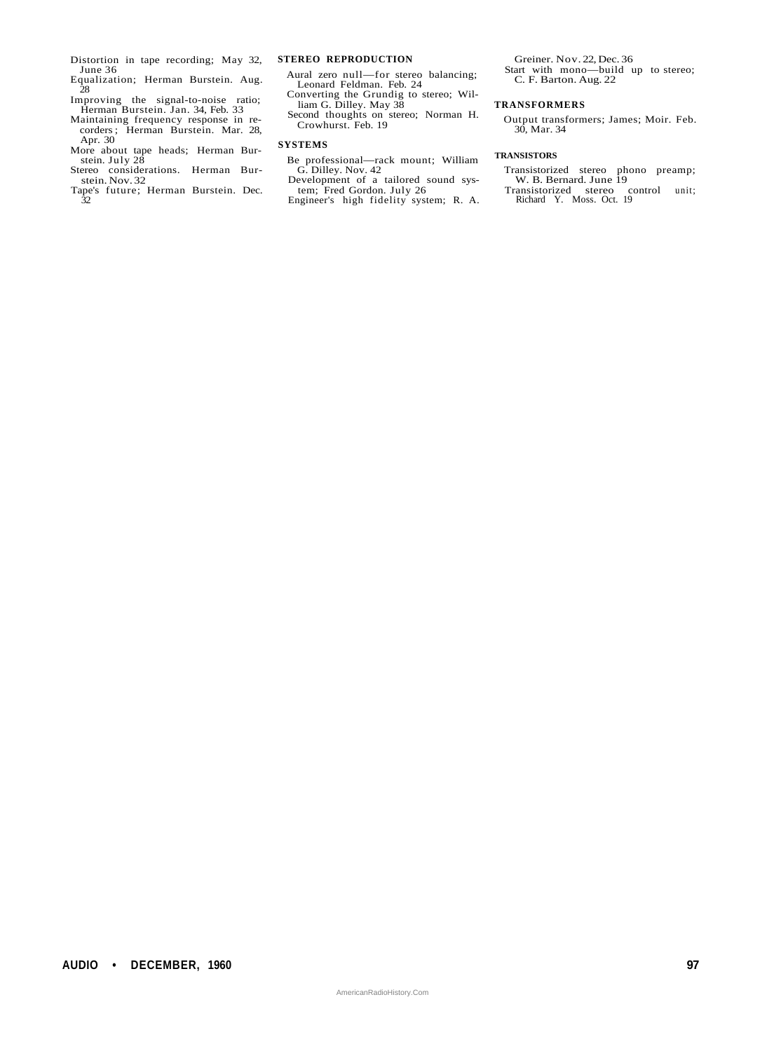Distortion in tape recording; May 32, June 36

Equalization; Herman Burstein. Aug. 28

Improving the signal-to-noise ratio; Herman Burstein. Jan. 34, Feb. 33

Maintaining frequency response in recorders; Herman Burstein. Mar. 28, Apr. 30

More about tape heads; Herman Burstein. July 28

Stereo considerations. Herman Burstein. Nov. 32

Tape's future; Herman Burstein. Dec. 32

### STEREO REPRODUCTION

Aural zero null—for stereo balancing; Leonard Feldman. Feb. 24

Converting the Grundig to stereo; William G. Dilley. May 38

Second thoughts on stereo; Norman H. Crowhurst. Feb. 19

### SYSTEMS

Be professional—rack mount; William G. Dilley. Nov. 42

Development of a tailored sound system; Fred Gordon. July 26

Engineer's high fidelity system; R. A. Greiner. Nov. 22, Dec. 36

Start with mono—build up to stereo; C. F. Barton. Aug. 22

### TRANSFORMERS

Output transformers; James; Moir. Feb. 30, Mar. 34

### TRANSISTORS

Transistorized stereo phono preamp; W. B. Bernard. June 19

Transistorized stereo control unit; Richard Y. Moss. Oct. 19